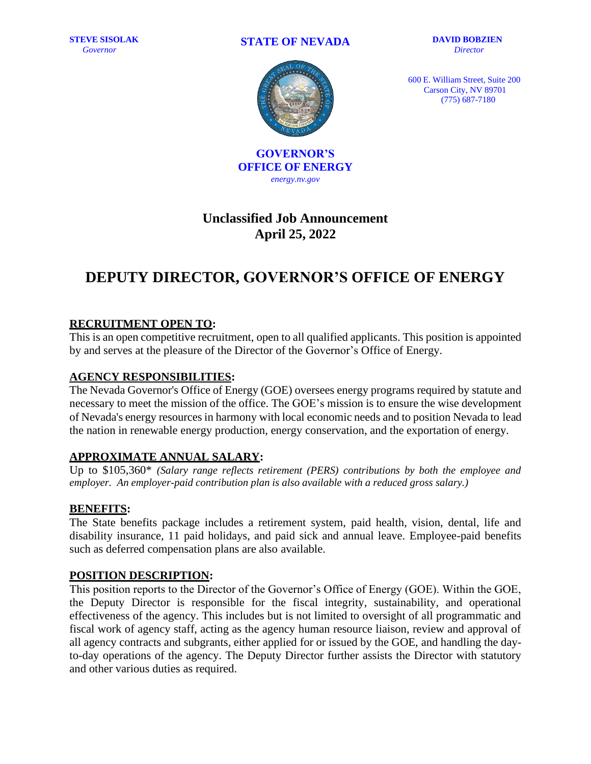**STEVE SISOLAK**
*Governor*

**STATE OF NEVADA**

**DAVID BOBZIEN**
*Director*

600 E. William Street, Suite 200
Carson City, NV 89701
(775) 687-7180

**GOVERNOR'S OFFICE OF ENERGY**
*energy.nv.gov*

**Unclassified Job Announcement**
**April 25, 2022**

# DEPUTY DIRECTOR, GOVERNOR'S OFFICE OF ENERGY

## RECRUITMENT OPEN TO:

This is an open competitive recruitment, open to all qualified applicants. This position is appointed by and serves at the pleasure of the Director of the Governor's Office of Energy.

## AGENCY RESPONSIBILITIES:

The Nevada Governor's Office of Energy (GOE) oversees energy programs required by statute and necessary to meet the mission of the office. The GOE's mission is to ensure the wise development of Nevada's energy resources in harmony with local economic needs and to position Nevada to lead the nation in renewable energy production, energy conservation, and the exportation of energy.

## APPROXIMATE ANNUAL SALARY:

Up to $105,360* *(Salary range reflects retirement (PERS) contributions by both the employee and employer. An employer-paid contribution plan is also available with a reduced gross salary.)*

## BENEFITS:

The State benefits package includes a retirement system, paid health, vision, dental, life and disability insurance, 11 paid holidays, and paid sick and annual leave. Employee-paid benefits such as deferred compensation plans are also available.

## POSITION DESCRIPTION:

This position reports to the Director of the Governor's Office of Energy (GOE). Within the GOE, the Deputy Director is responsible for the fiscal integrity, sustainability, and operational effectiveness of the agency. This includes but is not limited to oversight of all programmatic and fiscal work of agency staff, acting as the agency human resource liaison, review and approval of all agency contracts and subgrants, either applied for or issued by the GOE, and handling the day-to-day operations of the agency. The Deputy Director further assists the Director with statutory and other various duties as required.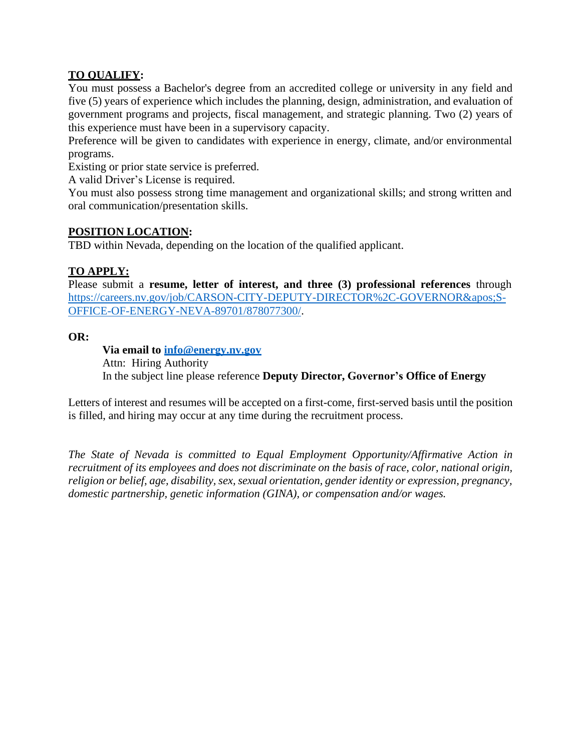**<u>TO QUALIFY</u>:**

You must possess a Bachelor's degree from an accredited college or university in any field and five (5) years of experience which includes the planning, design, administration, and evaluation of government programs and projects, fiscal management, and strategic planning. Two (2) years of this experience must have been in a supervisory capacity.

Preference will be given to candidates with experience in energy, climate, and/or environmental programs.

Existing or prior state service is preferred.

A valid Driver's License is required.

You must also possess strong time management and organizational skills; and strong written and oral communication/presentation skills.

**<u>POSITION LOCATION</u>:**

TBD within Nevada, depending on the location of the qualified applicant.

**<u>TO APPLY:</u>**

Please submit a **resume, letter of interest, and three (3) professional references** through https://careers.nv.gov/job/CARSON-CITY-DEPUTY-DIRECTOR%2C-GOVERNOR&apos;S-OFFICE-OF-ENERGY-NEVA-89701/878077300/.

**OR:**

> **Via email to info@energy.nv.gov**
> Attn: Hiring Authority
> In the subject line please reference **Deputy Director, Governor's Office of Energy**

Letters of interest and resumes will be accepted on a first-come, first-served basis until the position is filled, and hiring may occur at any time during the recruitment process.

*The State of Nevada is committed to Equal Employment Opportunity/Affirmative Action in recruitment of its employees and does not discriminate on the basis of race, color, national origin, religion or belief, age, disability, sex, sexual orientation, gender identity or expression, pregnancy, domestic partnership, genetic information (GINA), or compensation and/or wages.*